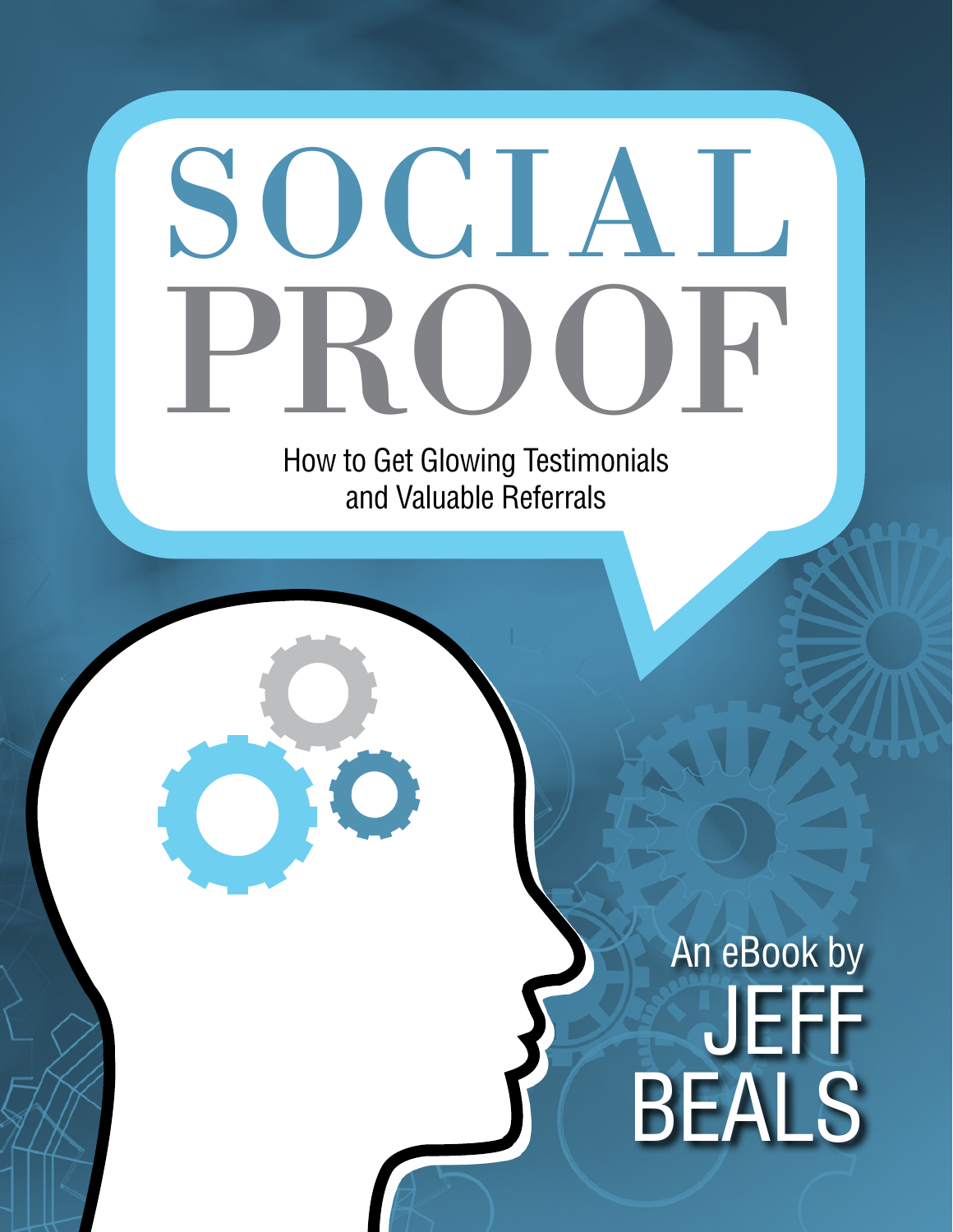# SOCIAL PROOF

## How to Get Glowing Testimonials and Valuable Referrals

An eBook by

JEFF BEALS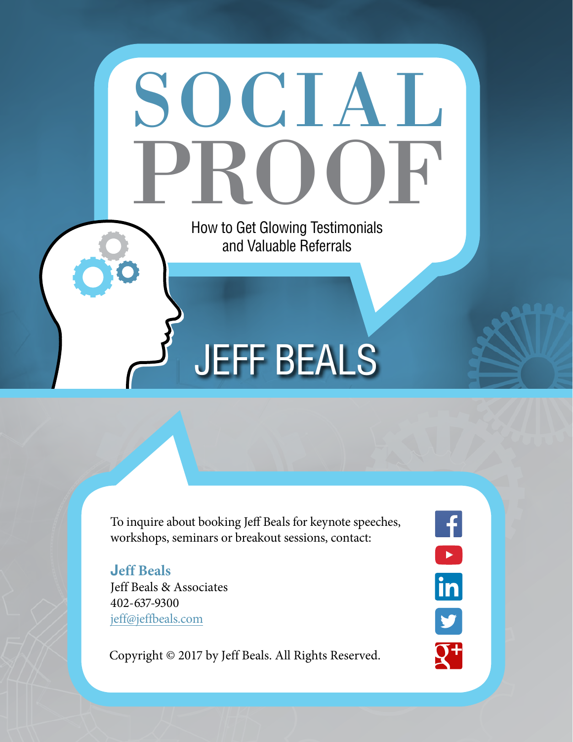# SOCIAL PROOF

## How to Get Glowing Testimonials and Valuable Referrals

### JEFF BEALS

To inquire about booking Jeff Beals for keynote speeches, workshops, seminars or breakout sessions, contact:

**Jeff Beals**
Jeff Beals & Associates
402-637-9300
jeff@jeffbeals.com

Copyright © 2017 by Jeff Beals. All Rights Reserved.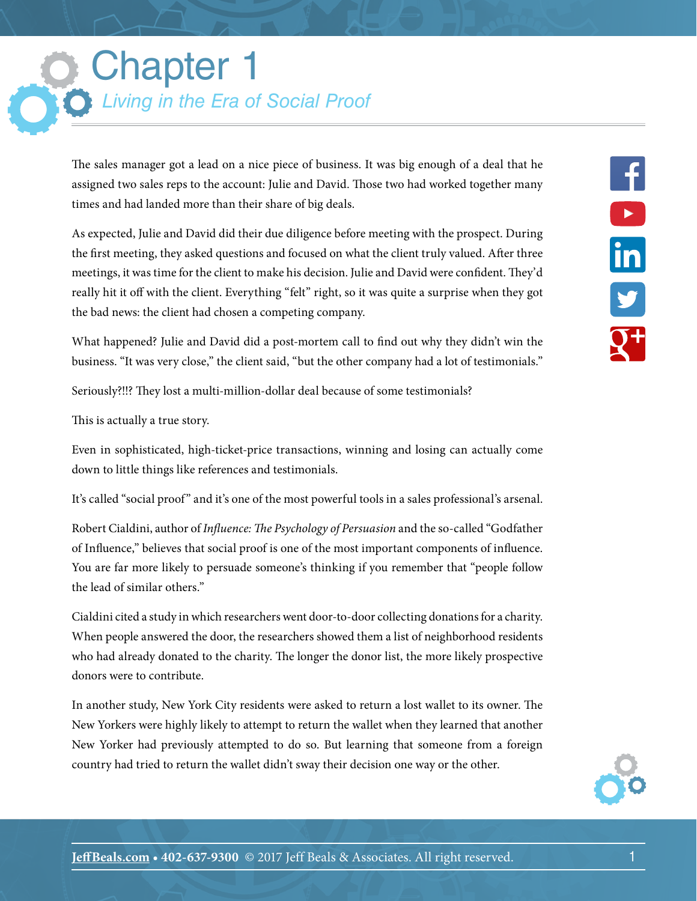# Chapter 1

## *Living in the Era of Social Proof*

The sales manager got a lead on a nice piece of business. It was big enough of a deal that he assigned two sales reps to the account: Julie and David. Those two had worked together many times and had landed more than their share of big deals.

As expected, Julie and David did their due diligence before meeting with the prospect. During the first meeting, they asked questions and focused on what the client truly valued. After three meetings, it was time for the client to make his decision. Julie and David were confident. They'd really hit it off with the client. Everything "felt" right, so it was quite a surprise when they got the bad news: the client had chosen a competing company.

What happened? Julie and David did a post-mortem call to find out why they didn't win the business. "It was very close," the client said, "but the other company had a lot of testimonials."

Seriously?!!? They lost a multi-million-dollar deal because of some testimonials?

This is actually a true story.

Even in sophisticated, high-ticket-price transactions, winning and losing can actually come down to little things like references and testimonials.

It's called "social proof" and it's one of the most powerful tools in a sales professional's arsenal.

Robert Cialdini, author of *Influence: The Psychology of Persuasion* and the so-called "Godfather of Influence," believes that social proof is one of the most important components of influence. You are far more likely to persuade someone's thinking if you remember that "people follow the lead of similar others."

Cialdini cited a study in which researchers went door-to-door collecting donations for a charity. When people answered the door, the researchers showed them a list of neighborhood residents who had already donated to the charity. The longer the donor list, the more likely prospective donors were to contribute.

In another study, New York City residents were asked to return a lost wallet to its owner. The New Yorkers were highly likely to attempt to return the wallet when they learned that another New Yorker had previously attempted to do so. But learning that someone from a foreign country had tried to return the wallet didn't sway their decision one way or the other.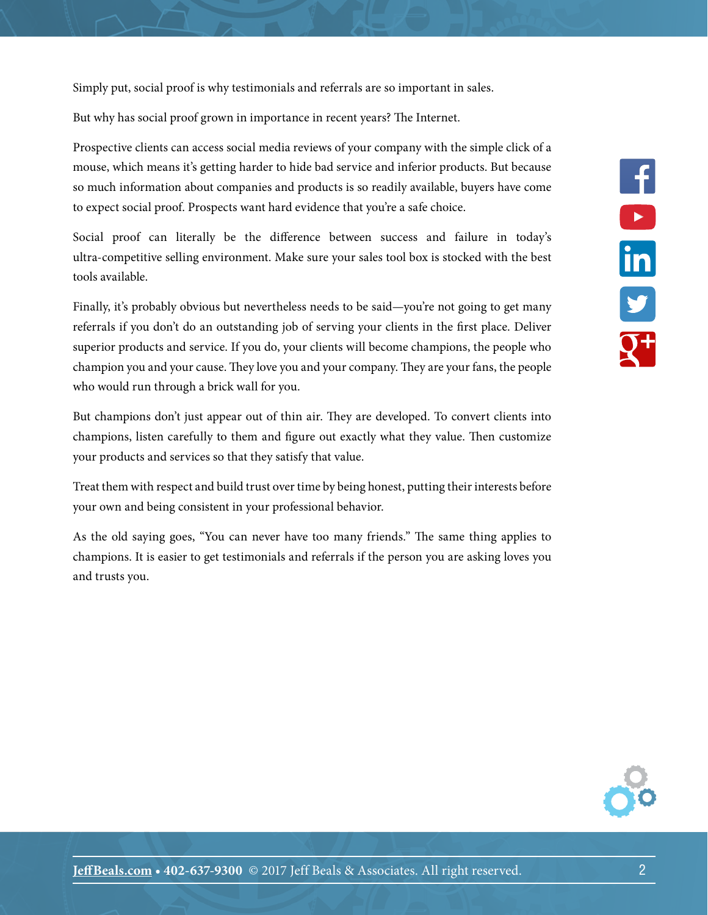Simply put, social proof is why testimonials and referrals are so important in sales.

But why has social proof grown in importance in recent years? The Internet.

Prospective clients can access social media reviews of your company with the simple click of a mouse, which means it's getting harder to hide bad service and inferior products. But because so much information about companies and products is so readily available, buyers have come to expect social proof. Prospects want hard evidence that you're a safe choice.

Social proof can literally be the difference between success and failure in today's ultra-competitive selling environment. Make sure your sales tool box is stocked with the best tools available.

Finally, it's probably obvious but nevertheless needs to be said—you're not going to get many referrals if you don't do an outstanding job of serving your clients in the first place. Deliver superior products and service. If you do, your clients will become champions, the people who champion you and your cause. They love you and your company. They are your fans, the people who would run through a brick wall for you.

But champions don't just appear out of thin air. They are developed. To convert clients into champions, listen carefully to them and figure out exactly what they value. Then customize your products and services so that they satisfy that value.

Treat them with respect and build trust over time by being honest, putting their interests before your own and being consistent in your professional behavior.

As the old saying goes, "You can never have too many friends." The same thing applies to champions. It is easier to get testimonials and referrals if the person you are asking loves you and trusts you.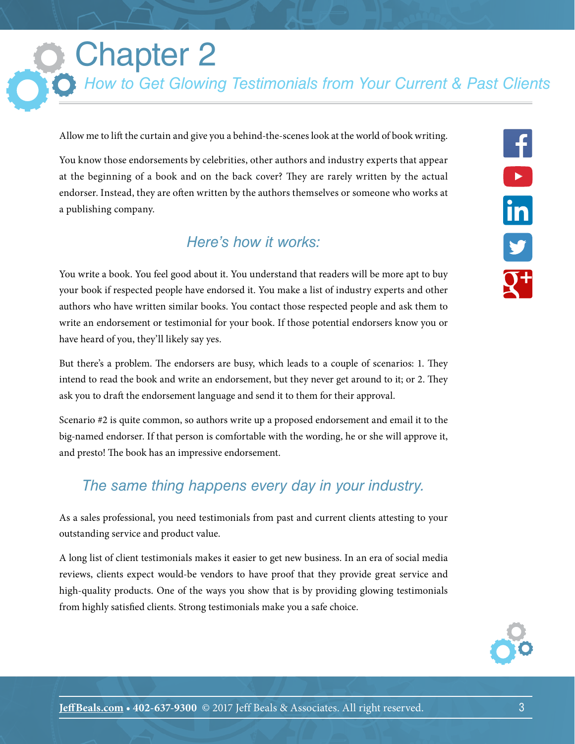# Chapter 2

## *How to Get Glowing Testimonials from Your Current & Past Clients*

Allow me to lift the curtain and give you a behind-the-scenes look at the world of book writing.

You know those endorsements by celebrities, other authors and industry experts that appear at the beginning of a book and on the back cover? They are rarely written by the actual endorser. Instead, they are often written by the authors themselves or someone who works at a publishing company.

### *Here's how it works:*

You write a book. You feel good about it. You understand that readers will be more apt to buy your book if respected people have endorsed it. You make a list of industry experts and other authors who have written similar books. You contact those respected people and ask them to write an endorsement or testimonial for your book. If those potential endorsers know you or have heard of you, they'll likely say yes.

But there's a problem. The endorsers are busy, which leads to a couple of scenarios: 1. They intend to read the book and write an endorsement, but they never get around to it; or 2. They ask you to draft the endorsement language and send it to them for their approval.

Scenario #2 is quite common, so authors write up a proposed endorsement and email it to the big-named endorser. If that person is comfortable with the wording, he or she will approve it, and presto! The book has an impressive endorsement.

### *The same thing happens every day in your industry.*

As a sales professional, you need testimonials from past and current clients attesting to your outstanding service and product value.

A long list of client testimonials makes it easier to get new business. In an era of social media reviews, clients expect would-be vendors to have proof that they provide great service and high-quality products. One of the ways you show that is by providing glowing testimonials from highly satisfied clients. Strong testimonials make you a safe choice.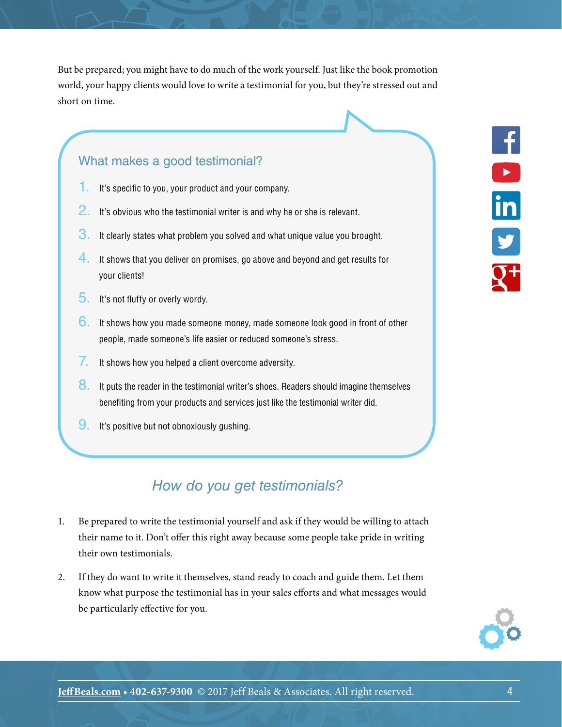But be prepared; you might have to do much of the work yourself. Just like the book promotion world, your happy clients would love to write a testimonial for you, but they're stressed out and short on time.

### What makes a good testimonial?

1. It's specific to you, your product and your company.
2. It's obvious who the testimonial writer is and why he or she is relevant.
3. It clearly states what problem you solved and what unique value you brought.
4. It shows that you deliver on promises, go above and beyond and get results for your clients!
5. It's not fluffy or overly wordy.
6. It shows how you made someone money, made someone look good in front of other people, made someone's life easier or reduced someone's stress.
7. It shows how you helped a client overcome adversity.
8. It puts the reader in the testimonial writer's shoes. Readers should imagine themselves benefiting from your products and services just like the testimonial writer did.
9. It's positive but not obnoxiously gushing.

## *How do you get testimonials?*

1. Be prepared to write the testimonial yourself and ask if they would be willing to attach their name to it. Don't offer this right away because some people take pride in writing their own testimonials.

2. If they do want to write it themselves, stand ready to coach and guide them. Let them know what purpose the testimonial has in your sales efforts and what messages would be particularly effective for you.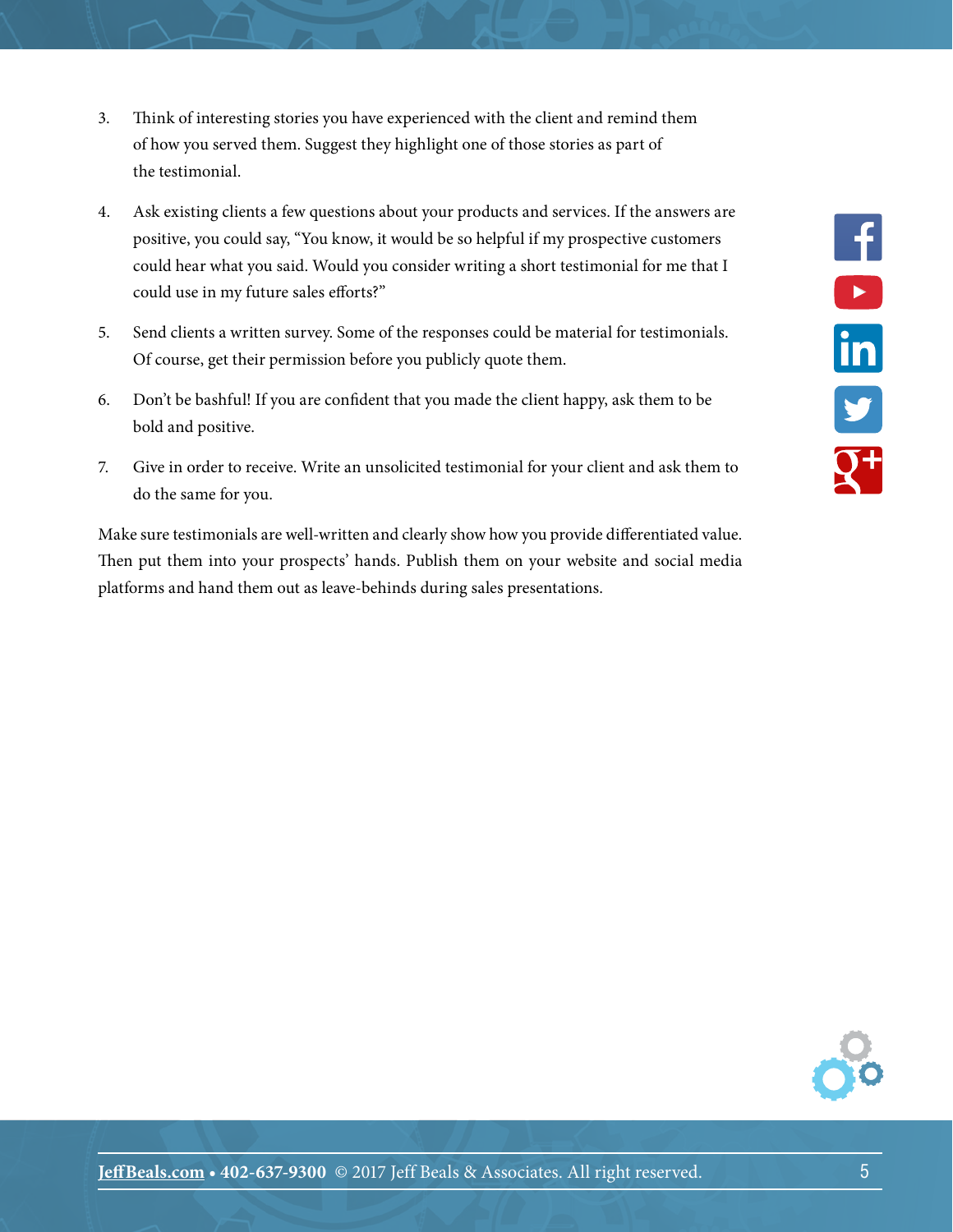3. Think of interesting stories you have experienced with the client and remind them of how you served them. Suggest they highlight one of those stories as part of the testimonial.

4. Ask existing clients a few questions about your products and services. If the answers are positive, you could say, "You know, it would be so helpful if my prospective customers could hear what you said. Would you consider writing a short testimonial for me that I could use in my future sales efforts?"

5. Send clients a written survey. Some of the responses could be material for testimonials. Of course, get their permission before you publicly quote them.

6. Don't be bashful! If you are confident that you made the client happy, ask them to be bold and positive.

7. Give in order to receive. Write an unsolicited testimonial for your client and ask them to do the same for you.

Make sure testimonials are well-written and clearly show how you provide differentiated value. Then put them into your prospects' hands. Publish them on your website and social media platforms and hand them out as leave-behinds during sales presentations.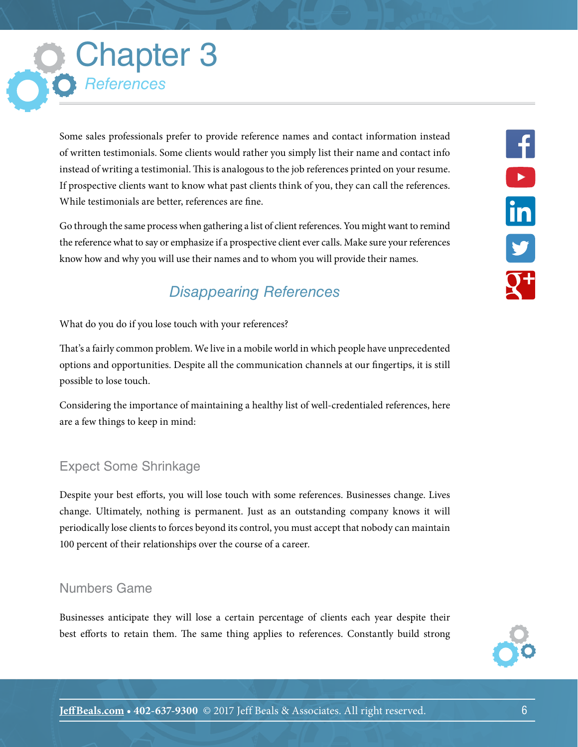# Chapter 3

## *References*

Some sales professionals prefer to provide reference names and contact information instead of written testimonials. Some clients would rather you simply list their name and contact info instead of writing a testimonial. This is analogous to the job references printed on your resume. If prospective clients want to know what past clients think of you, they can call the references. While testimonials are better, references are fine.

Go through the same process when gathering a list of client references. You might want to remind the reference what to say or emphasize if a prospective client ever calls. Make sure your references know how and why you will use their names and to whom you will provide their names.

## *Disappearing References*

What do you do if you lose touch with your references?

That's a fairly common problem. We live in a mobile world in which people have unprecedented options and opportunities. Despite all the communication channels at our fingertips, it is still possible to lose touch.

Considering the importance of maintaining a healthy list of well-credentialed references, here are a few things to keep in mind:

### Expect Some Shrinkage

Despite your best efforts, you will lose touch with some references. Businesses change. Lives change. Ultimately, nothing is permanent. Just as an outstanding company knows it will periodically lose clients to forces beyond its control, you must accept that nobody can maintain 100 percent of their relationships over the course of a career.

### Numbers Game

Businesses anticipate they will lose a certain percentage of clients each year despite their best efforts to retain them. The same thing applies to references. Constantly build strong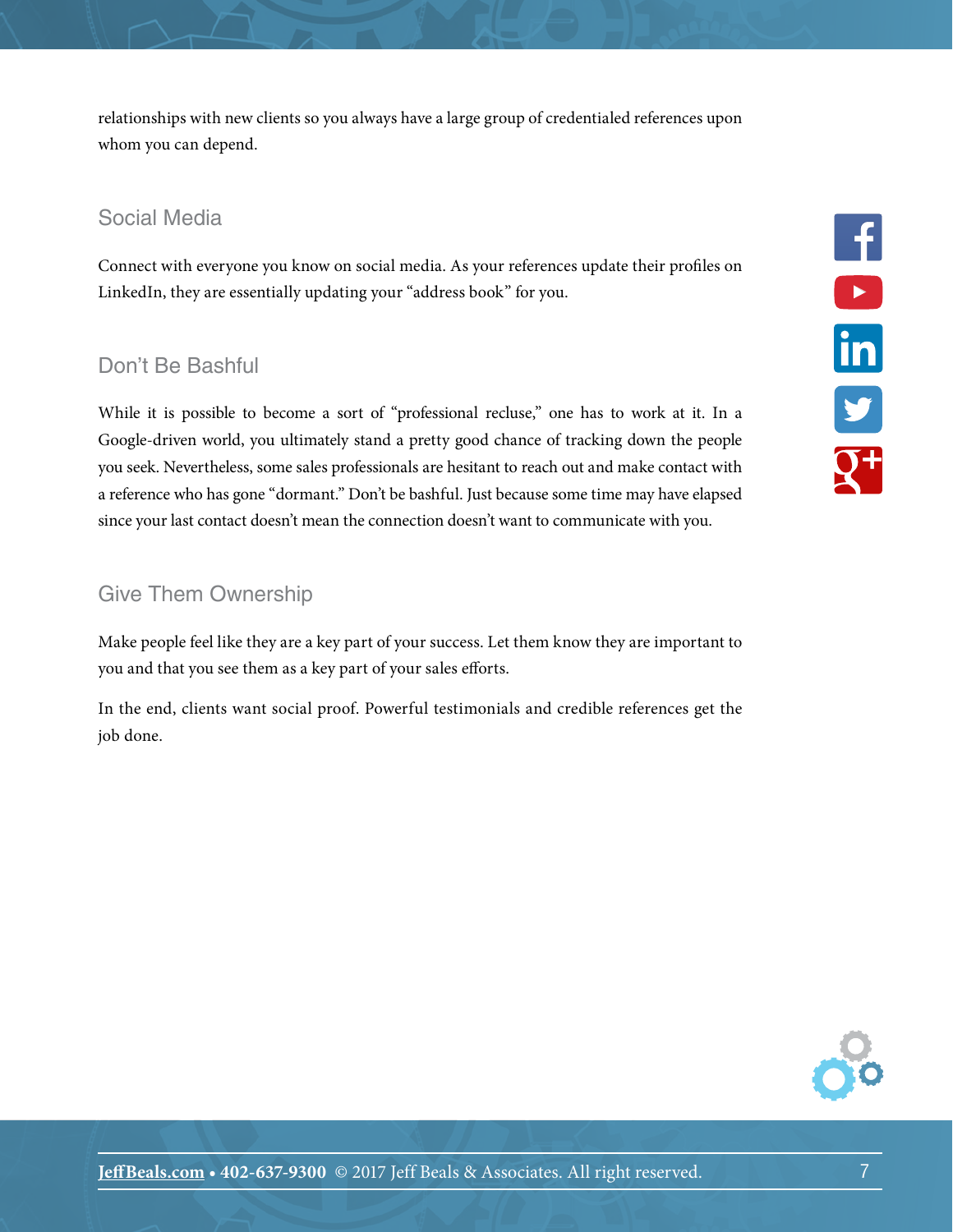relationships with new clients so you always have a large group of credentialed references upon whom you can depend.

## Social Media

Connect with everyone you know on social media. As your references update their profiles on LinkedIn, they are essentially updating your "address book" for you.

## Don't Be Bashful

While it is possible to become a sort of "professional recluse," one has to work at it. In a Google-driven world, you ultimately stand a pretty good chance of tracking down the people you seek. Nevertheless, some sales professionals are hesitant to reach out and make contact with a reference who has gone "dormant." Don't be bashful. Just because some time may have elapsed since your last contact doesn't mean the connection doesn't want to communicate with you.

## Give Them Ownership

Make people feel like they are a key part of your success. Let them know they are important to you and that you see them as a key part of your sales efforts.

In the end, clients want social proof. Powerful testimonials and credible references get the job done.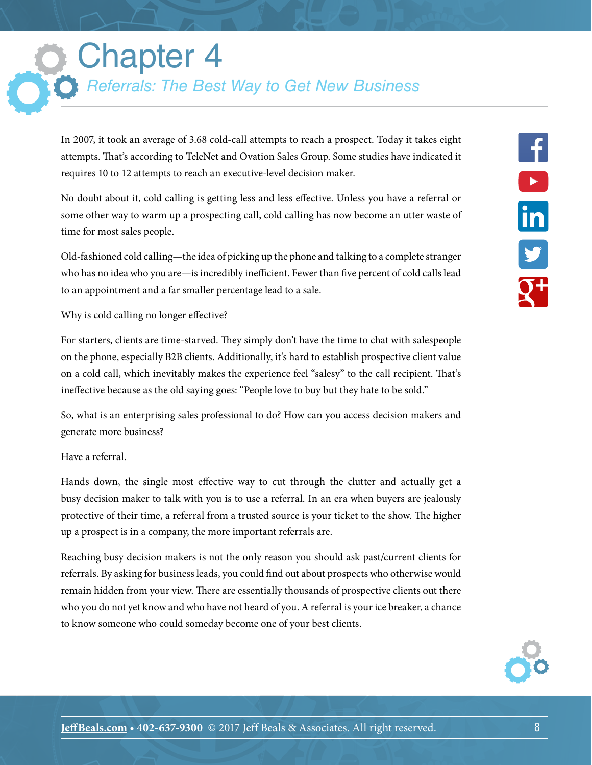# Chapter 4

## *Referrals: The Best Way to Get New Business*

In 2007, it took an average of 3.68 cold-call attempts to reach a prospect. Today it takes eight attempts. That's according to TeleNet and Ovation Sales Group. Some studies have indicated it requires 10 to 12 attempts to reach an executive-level decision maker.

No doubt about it, cold calling is getting less and less effective. Unless you have a referral or some other way to warm up a prospecting call, cold calling has now become an utter waste of time for most sales people.

Old-fashioned cold calling—the idea of picking up the phone and talking to a complete stranger who has no idea who you are—is incredibly inefficient. Fewer than five percent of cold calls lead to an appointment and a far smaller percentage lead to a sale.

Why is cold calling no longer effective?

For starters, clients are time-starved. They simply don't have the time to chat with salespeople on the phone, especially B2B clients. Additionally, it's hard to establish prospective client value on a cold call, which inevitably makes the experience feel "salesy" to the call recipient. That's ineffective because as the old saying goes: "People love to buy but they hate to be sold."

So, what is an enterprising sales professional to do? How can you access decision makers and generate more business?

Have a referral.

Hands down, the single most effective way to cut through the clutter and actually get a busy decision maker to talk with you is to use a referral. In an era when buyers are jealously protective of their time, a referral from a trusted source is your ticket to the show. The higher up a prospect is in a company, the more important referrals are.

Reaching busy decision makers is not the only reason you should ask past/current clients for referrals. By asking for business leads, you could find out about prospects who otherwise would remain hidden from your view. There are essentially thousands of prospective clients out there who you do not yet know and who have not heard of you. A referral is your ice breaker, a chance to know someone who could someday become one of your best clients.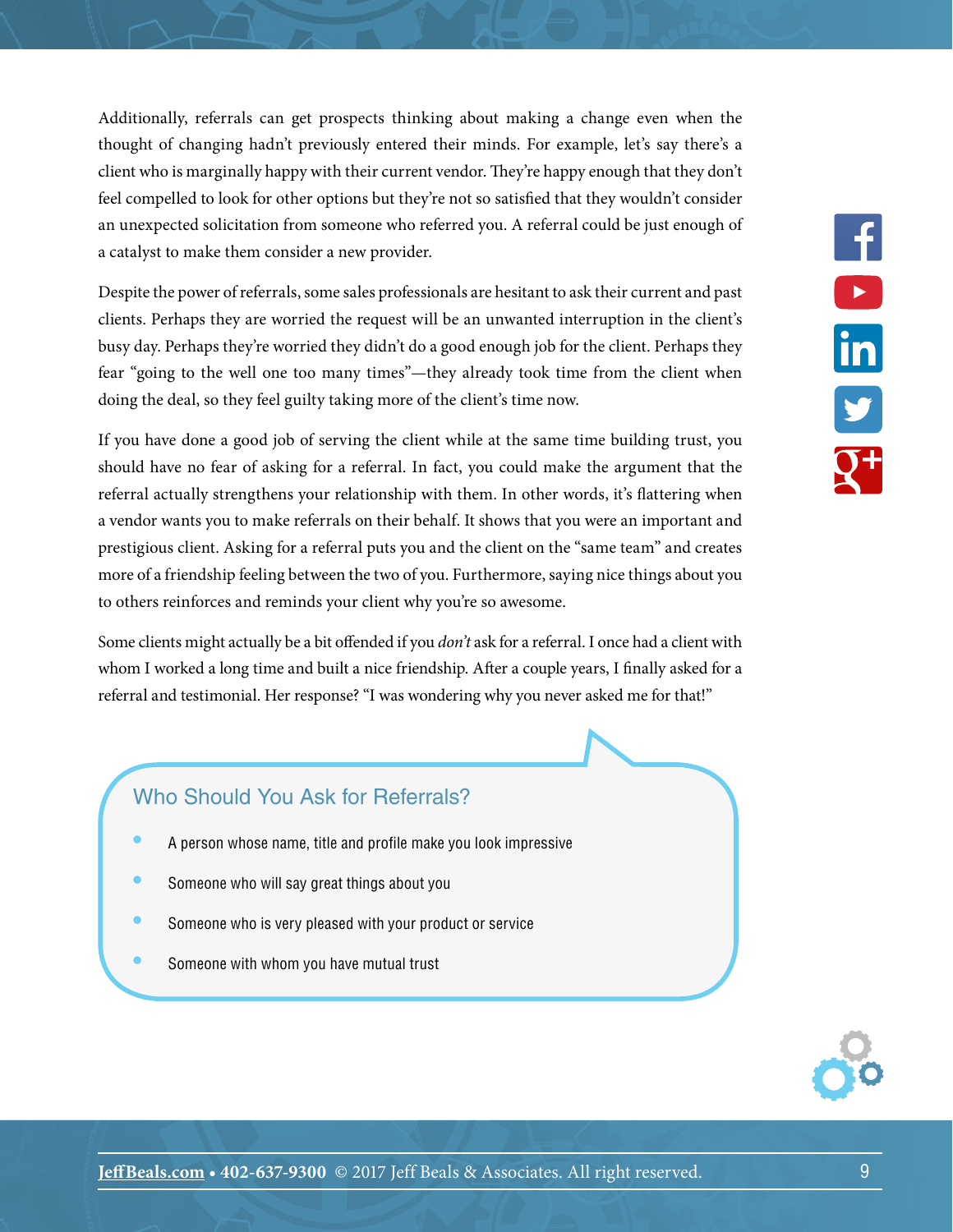Additionally, referrals can get prospects thinking about making a change even when the thought of changing hadn't previously entered their minds. For example, let's say there's a client who is marginally happy with their current vendor. They're happy enough that they don't feel compelled to look for other options but they're not so satisfied that they wouldn't consider an unexpected solicitation from someone who referred you. A referral could be just enough of a catalyst to make them consider a new provider.

Despite the power of referrals, some sales professionals are hesitant to ask their current and past clients. Perhaps they are worried the request will be an unwanted interruption in the client's busy day. Perhaps they're worried they didn't do a good enough job for the client. Perhaps they fear "going to the well one too many times"—they already took time from the client when doing the deal, so they feel guilty taking more of the client's time now.

If you have done a good job of serving the client while at the same time building trust, you should have no fear of asking for a referral. In fact, you could make the argument that the referral actually strengthens your relationship with them. In other words, it's flattering when a vendor wants you to make referrals on their behalf. It shows that you were an important and prestigious client. Asking for a referral puts you and the client on the "same team" and creates more of a friendship feeling between the two of you. Furthermore, saying nice things about you to others reinforces and reminds your client why you're so awesome.

Some clients might actually be a bit offended if you *don't* ask for a referral. I once had a client with whom I worked a long time and built a nice friendship. After a couple years, I finally asked for a referral and testimonial. Her response? "I was wondering why you never asked me for that!"

### Who Should You Ask for Referrals?

- A person whose name, title and profile make you look impressive
- Someone who will say great things about you
- Someone who is very pleased with your product or service
- Someone with whom you have mutual trust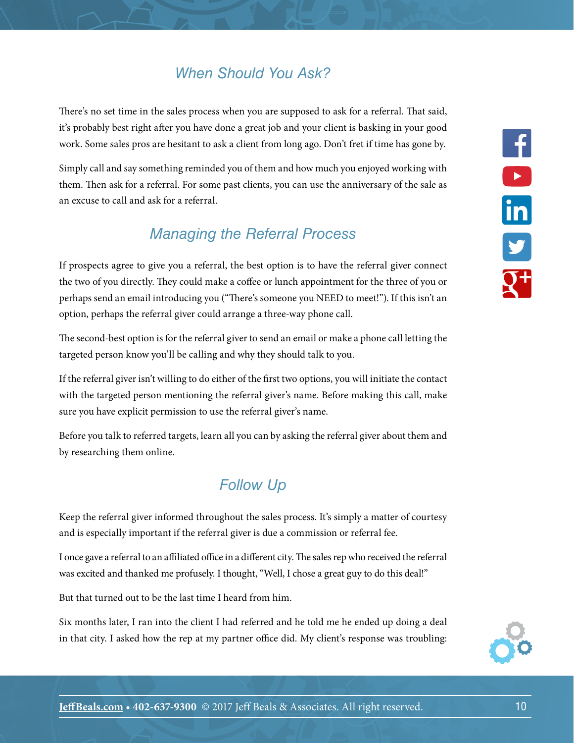## When Should You Ask?

There's no set time in the sales process when you are supposed to ask for a referral. That said, it's probably best right after you have done a great job and your client is basking in your good work. Some sales pros are hesitant to ask a client from long ago. Don't fret if time has gone by.

Simply call and say something reminded you of them and how much you enjoyed working with them. Then ask for a referral. For some past clients, you can use the anniversary of the sale as an excuse to call and ask for a referral.

## Managing the Referral Process

If prospects agree to give you a referral, the best option is to have the referral giver connect the two of you directly. They could make a coffee or lunch appointment for the three of you or perhaps send an email introducing you ("There's someone you NEED to meet!"). If this isn't an option, perhaps the referral giver could arrange a three-way phone call.

The second-best option is for the referral giver to send an email or make a phone call letting the targeted person know you'll be calling and why they should talk to you.

If the referral giver isn't willing to do either of the first two options, you will initiate the contact with the targeted person mentioning the referral giver's name. Before making this call, make sure you have explicit permission to use the referral giver's name.

Before you talk to referred targets, learn all you can by asking the referral giver about them and by researching them online.

## Follow Up

Keep the referral giver informed throughout the sales process. It's simply a matter of courtesy and is especially important if the referral giver is due a commission or referral fee.

I once gave a referral to an affiliated office in a different city. The sales rep who received the referral was excited and thanked me profusely. I thought, "Well, I chose a great guy to do this deal!"

But that turned out to be the last time I heard from him.

Six months later, I ran into the client I had referred and he told me he ended up doing a deal in that city. I asked how the rep at my partner office did. My client's response was troubling: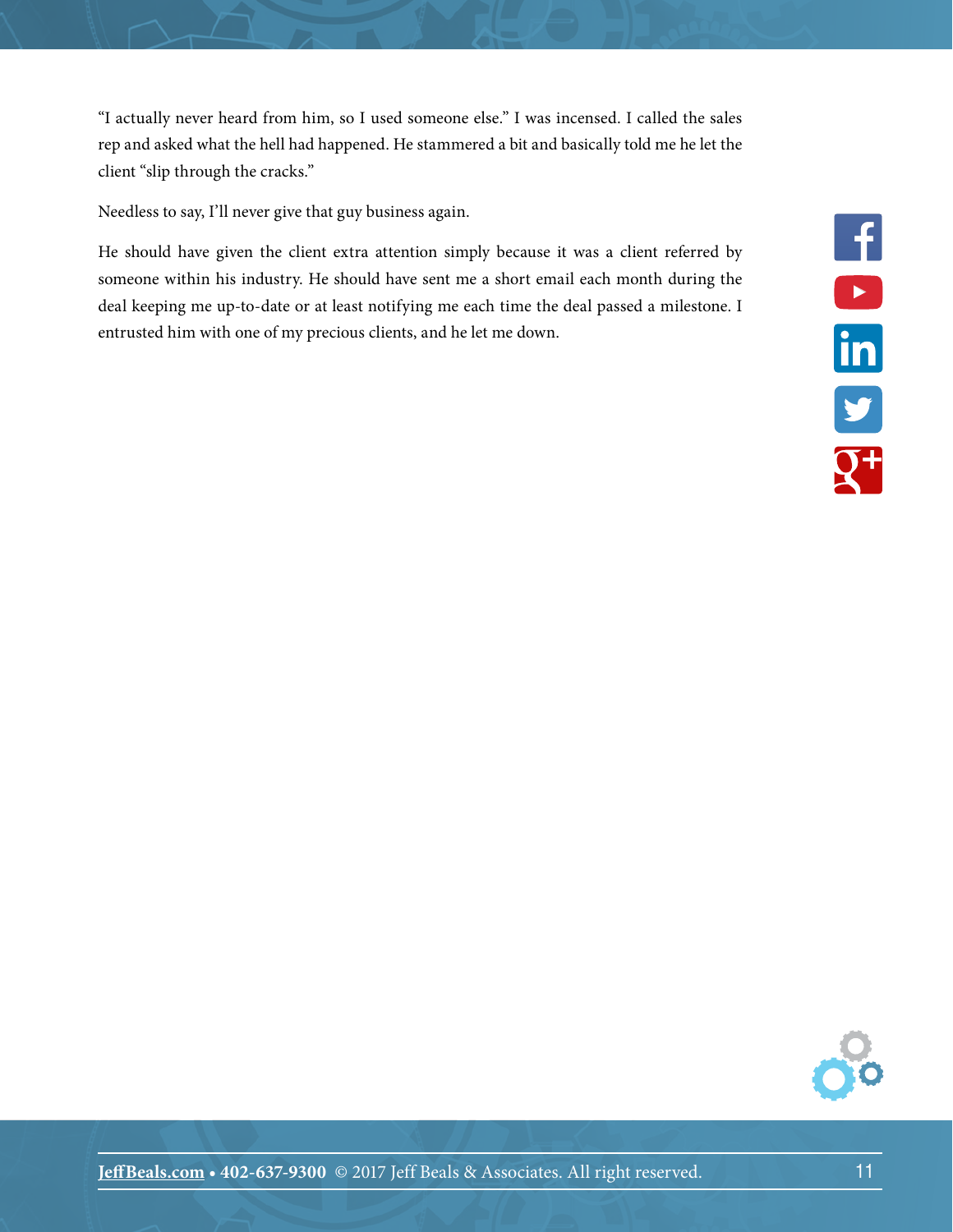"I actually never heard from him, so I used someone else." I was incensed. I called the sales rep and asked what the hell had happened. He stammered a bit and basically told me he let the client "slip through the cracks."

Needless to say, I'll never give that guy business again.

He should have given the client extra attention simply because it was a client referred by someone within his industry. He should have sent me a short email each month during the deal keeping me up-to-date or at least notifying me each time the deal passed a milestone. I entrusted him with one of my precious clients, and he let me down.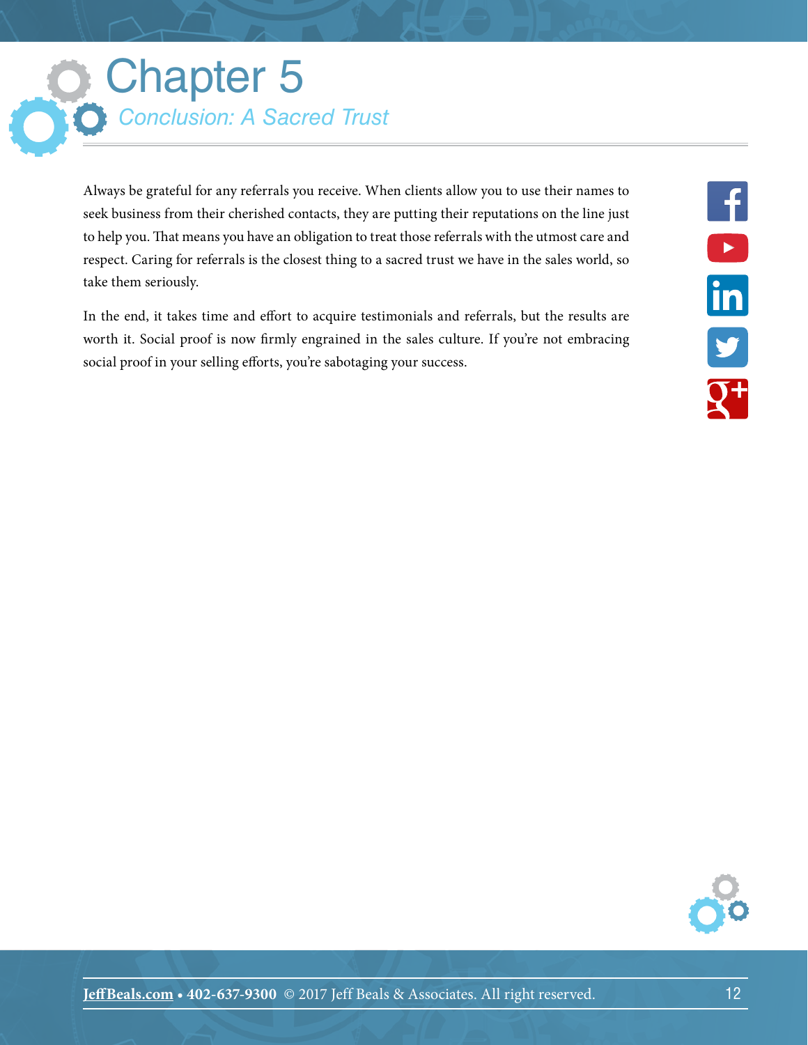# Chapter 5

## *Conclusion: A Sacred Trust*

Always be grateful for any referrals you receive. When clients allow you to use their names to seek business from their cherished contacts, they are putting their reputations on the line just to help you. That means you have an obligation to treat those referrals with the utmost care and respect. Caring for referrals is the closest thing to a sacred trust we have in the sales world, so take them seriously.

In the end, it takes time and effort to acquire testimonials and referrals, but the results are worth it. Social proof is now firmly engrained in the sales culture. If you're not embracing social proof in your selling efforts, you're sabotaging your success.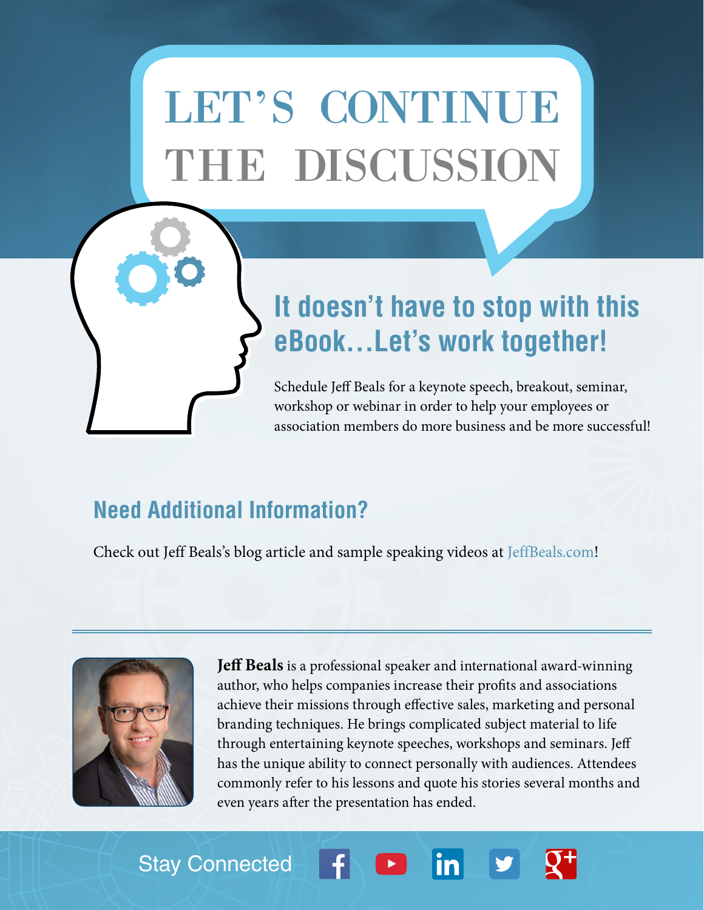# LET'S CONTINUE THE DISCUSSION

## It doesn't have to stop with this eBook...Let's work together!

Schedule Jeff Beals for a keynote speech, breakout, seminar, workshop or webinar in order to help your employees or association members do more business and be more successful!

## Need Additional Information?

Check out Jeff Beals's blog article and sample speaking videos at JeffBeals.com!

**Jeff Beals** is a professional speaker and international award-winning author, who helps companies increase their profits and associations achieve their missions through effective sales, marketing and personal branding techniques. He brings complicated subject material to life through entertaining keynote speeches, workshops and seminars. Jeff has the unique ability to connect personally with audiences. Attendees commonly refer to his lessons and quote his stories several months and even years after the presentation has ended.

Stay Connected